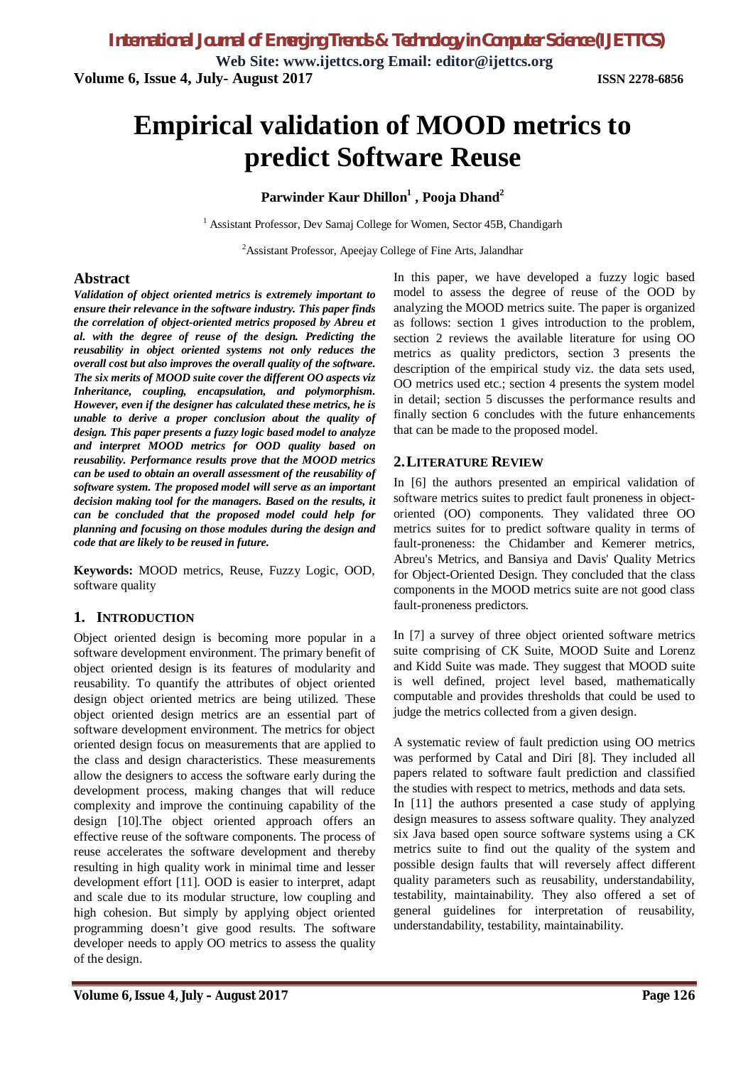# Empirical validation of MOOD metrics to predict Software Reuse

**Parwinder Kaur Dhillon[1] , Pooja Dhand[2]**

[1] Assistant Professor, Dev Samaj College for Women, Sector 45B, Chandigarh

[2]Assistant Professor, Apeejay College of Fine Arts, Jalandhar

## Abstract

***Validation of object oriented metrics is extremely important to ensure their relevance in the software industry. This paper finds the correlation of object-oriented metrics proposed by Abreu et al. with the degree of reuse of the design. Predicting the reusability in object oriented systems not only reduces the overall cost but also improves the overall quality of the software. The six merits of MOOD suite cover the different OO aspects viz Inheritance, coupling, encapsulation, and polymorphism. However, even if the designer has calculated these metrics, he is unable to derive a proper conclusion about the quality of design. This paper presents a fuzzy logic based model to analyze and interpret MOOD metrics for OOD quality based on reusability. Performance results prove that the MOOD metrics can be used to obtain an overall assessment of the reusability of software system. The proposed model will serve as an important decision making tool for the managers. Based on the results, it can be concluded that the proposed model could help for planning and focusing on those modules during the design and code that are likely to be reused in future.***

**Keywords:** MOOD metrics, Reuse, Fuzzy Logic, OOD, software quality

## 1. Introduction

Object oriented design is becoming more popular in a software development environment. The primary benefit of object oriented design is its features of modularity and reusability. To quantify the attributes of object oriented design object oriented metrics are being utilized. These object oriented design metrics are an essential part of software development environment. The metrics for object oriented design focus on measurements that are applied to the class and design characteristics. These measurements allow the designers to access the software early during the development process, making changes that will reduce complexity and improve the continuing capability of the design [10].The object oriented approach offers an effective reuse of the software components. The process of reuse accelerates the software development and thereby resulting in high quality work in minimal time and lesser development effort [11]. OOD is easier to interpret, adapt and scale due to its modular structure, low coupling and high cohesion. But simply by applying object oriented programming doesn't give good results. The software developer needs to apply OO metrics to assess the quality of the design.

In this paper, we have developed a fuzzy logic based model to assess the degree of reuse of the OOD by analyzing the MOOD metrics suite. The paper is organized as follows: section 1 gives introduction to the problem, section 2 reviews the available literature for using OO metrics as quality predictors, section 3 presents the description of the empirical study viz. the data sets used, OO metrics used etc.; section 4 presents the system model in detail; section 5 discusses the performance results and finally section 6 concludes with the future enhancements that can be made to the proposed model.

## 2. Literature Review

In [6] the authors presented an empirical validation of software metrics suites to predict fault proneness in object-oriented (OO) components. They validated three OO metrics suites for to predict software quality in terms of fault-proneness: the Chidamber and Kemerer metrics, Abreu's Metrics, and Bansiya and Davis' Quality Metrics for Object-Oriented Design. They concluded that the class components in the MOOD metrics suite are not good class fault-proneness predictors.

In [7] a survey of three object oriented software metrics suite comprising of CK Suite, MOOD Suite and Lorenz and Kidd Suite was made. They suggest that MOOD suite is well defined, project level based, mathematically computable and provides thresholds that could be used to judge the metrics collected from a given design.

A systematic review of fault prediction using OO metrics was performed by Catal and Diri [8]. They included all papers related to software fault prediction and classified the studies with respect to metrics, methods and data sets.

In [11] the authors presented a case study of applying design measures to assess software quality. They analyzed six Java based open source software systems using a CK metrics suite to find out the quality of the system and possible design faults that will reversely affect different quality parameters such as reusability, understandability, testability, maintainability. They also offered a set of general guidelines for interpretation of reusability, understandability, testability, maintainability.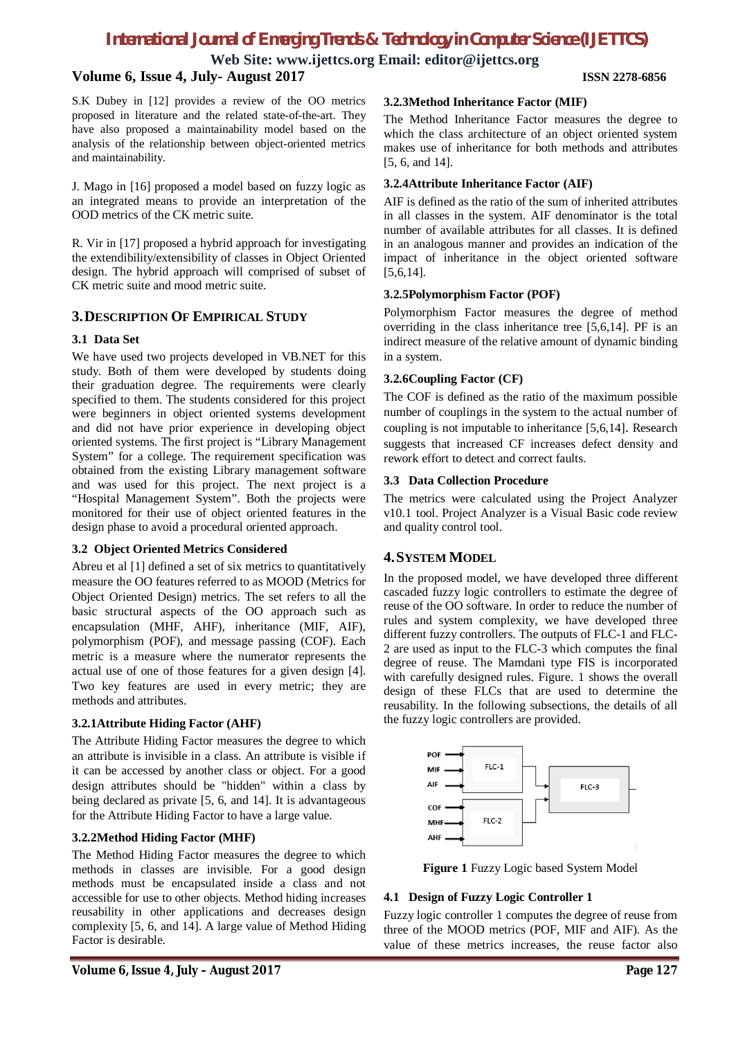S.K Dubey in [12] provides a review of the OO metrics proposed in literature and the related state-of-the-art. They have also proposed a maintainability model based on the analysis of the relationship between object-oriented metrics and maintainability.

J. Mago in [16] proposed a model based on fuzzy logic as an integrated means to provide an interpretation of the OOD metrics of the CK metric suite.

R. Vir in [17] proposed a hybrid approach for investigating the extendibility/extensibility of classes in Object Oriented design. The hybrid approach will comprised of subset of CK metric suite and mood metric suite.

## 3. DESCRIPTION OF EMPIRICAL STUDY

### 3.1 Data Set

We have used two projects developed in VB.NET for this study. Both of them were developed by students doing their graduation degree. The requirements were clearly specified to them. The students considered for this project were beginners in object oriented systems development and did not have prior experience in developing object oriented systems. The first project is "Library Management System" for a college. The requirement specification was obtained from the existing Library management software and was used for this project. The next project is a "Hospital Management System". Both the projects were monitored for their use of object oriented features in the design phase to avoid a procedural oriented approach.

### 3.2 Object Oriented Metrics Considered

Abreu et al [1] defined a set of six metrics to quantitatively measure the OO features referred to as MOOD (Metrics for Object Oriented Design) metrics. The set refers to all the basic structural aspects of the OO approach such as encapsulation (MHF, AHF), inheritance (MIF, AIF), polymorphism (POF), and message passing (COF). Each metric is a measure where the numerator represents the actual use of one of those features for a given design [4]. Two key features are used in every metric; they are methods and attributes.

#### 3.2.1 Attribute Hiding Factor (AHF)

The Attribute Hiding Factor measures the degree to which an attribute is invisible in a class. An attribute is visible if it can be accessed by another class or object. For a good design attributes should be "hidden" within a class by being declared as private [5, 6, and 14]. It is advantageous for the Attribute Hiding Factor to have a large value.

#### 3.2.2 Method Hiding Factor (MHF)

The Method Hiding Factor measures the degree to which methods in classes are invisible. For a good design methods must be encapsulated inside a class and not accessible for use to other objects. Method hiding increases reusability in other applications and decreases design complexity [5, 6, and 14]. A large value of Method Hiding Factor is desirable.

#### 3.2.3 Method Inheritance Factor (MIF)

The Method Inheritance Factor measures the degree to which the class architecture of an object oriented system makes use of inheritance for both methods and attributes [5, 6, and 14].

#### 3.2.4 Attribute Inheritance Factor (AIF)

AIF is defined as the ratio of the sum of inherited attributes in all classes in the system. AIF denominator is the total number of available attributes for all classes. It is defined in an analogous manner and provides an indication of the impact of inheritance in the object oriented software [5,6,14].

#### 3.2.5 Polymorphism Factor (POF)

Polymorphism Factor measures the degree of method overriding in the class inheritance tree [5,6,14]. PF is an indirect measure of the relative amount of dynamic binding in a system.

#### 3.2.6 Coupling Factor (CF)

The COF is defined as the ratio of the maximum possible number of couplings in the system to the actual number of coupling is not imputable to inheritance [5,6,14]. Research suggests that increased CF increases defect density and rework effort to detect and correct faults.

### 3.3 Data Collection Procedure

The metrics were calculated using the Project Analyzer v10.1 tool. Project Analyzer is a Visual Basic code review and quality control tool.

## 4. SYSTEM MODEL

In the proposed model, we have developed three different cascaded fuzzy logic controllers to estimate the degree of reuse of the OO software. In order to reduce the number of rules and system complexity, we have developed three different fuzzy controllers. The outputs of FLC-1 and FLC-2 are used as input to the FLC-3 which computes the final degree of reuse. The Mamdani type FIS is incorporated with carefully designed rules. Figure. 1 shows the overall design of these FLCs that are used to determine the reusability. In the following subsections, the details of all the fuzzy logic controllers are provided.

**Figure 1** Fuzzy Logic based System Model

### 4.1 Design of Fuzzy Logic Controller 1

Fuzzy logic controller 1 computes the degree of reuse from three of the MOOD metrics (POF, MIF and AIF). As the value of these metrics increases, the reuse factor also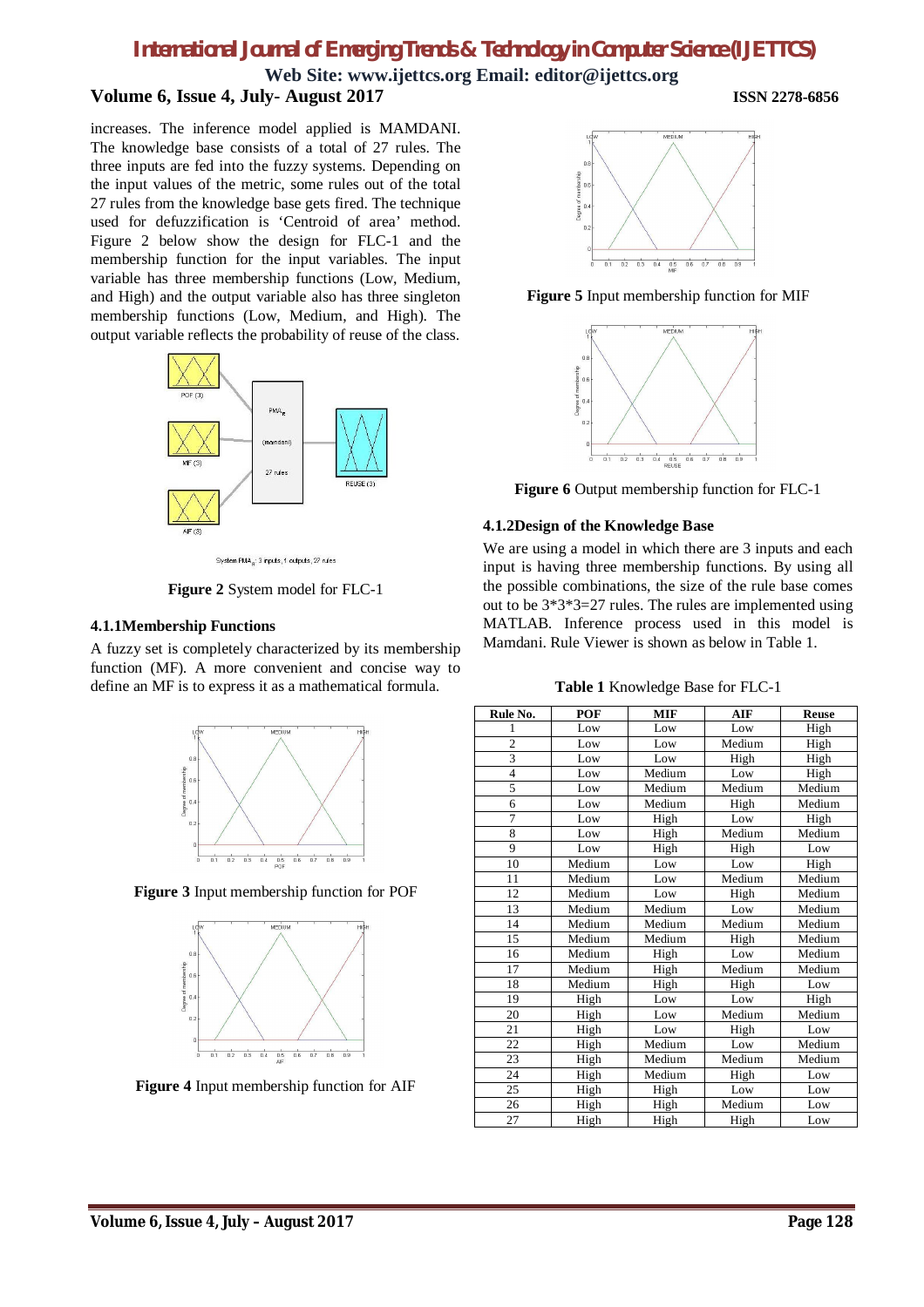increases. The inference model applied is MAMDANI. The knowledge base consists of a total of 27 rules. The three inputs are fed into the fuzzy systems. Depending on the input values of the metric, some rules out of the total 27 rules from the knowledge base gets fired. The technique used for defuzzification is 'Centroid of area' method. Figure 2 below show the design for FLC-1 and the membership function for the input variables. The input variable has three membership functions (Low, Medium, and High) and the output variable also has three singleton membership functions (Low, Medium, and High). The output variable reflects the probability of reuse of the class.

**Figure 2** System model for FLC-1

### 4.1.1Membership Functions

A fuzzy set is completely characterized by its membership function (MF). A more convenient and concise way to define an MF is to express it as a mathematical formula.

**Figure 3** Input membership function for POF

**Figure 4** Input membership function for AIF

**Figure 5** Input membership function for MIF

**Figure 6** Output membership function for FLC-1

### 4.1.2Design of the Knowledge Base

We are using a model in which there are 3 inputs and each input is having three membership functions. By using all the possible combinations, the size of the rule base comes out to be 3\*3\*3=27 rules. The rules are implemented using MATLAB. Inference process used in this model is Mamdani. Rule Viewer is shown as below in Table 1.

**Table 1** Knowledge Base for FLC-1

| Rule No. | POF | MIF | AIF | Reuse |
|---|---|---|---|---|
| 1 | Low | Low | Low | High |
| 2 | Low | Low | Medium | High |
| 3 | Low | Low | High | High |
| 4 | Low | Medium | Low | High |
| 5 | Low | Medium | Medium | Medium |
| 6 | Low | Medium | High | Medium |
| 7 | Low | High | Low | High |
| 8 | Low | High | Medium | Medium |
| 9 | Low | High | High | Low |
| 10 | Medium | Low | Low | High |
| 11 | Medium | Low | Medium | Medium |
| 12 | Medium | Low | High | Medium |
| 13 | Medium | Medium | Low | Medium |
| 14 | Medium | Medium | Medium | Medium |
| 15 | Medium | Medium | High | Medium |
| 16 | Medium | High | Low | Medium |
| 17 | Medium | High | Medium | Medium |
| 18 | Medium | High | High | Low |
| 19 | High | Low | Low | High |
| 20 | High | Low | Medium | Medium |
| 21 | High | Low | High | Low |
| 22 | High | Medium | Low | Medium |
| 23 | High | Medium | Medium | Medium |
| 24 | High | Medium | High | Low |
| 25 | High | High | Low | Low |
| 26 | High | High | Medium | Low |
| 27 | High | High | High | Low |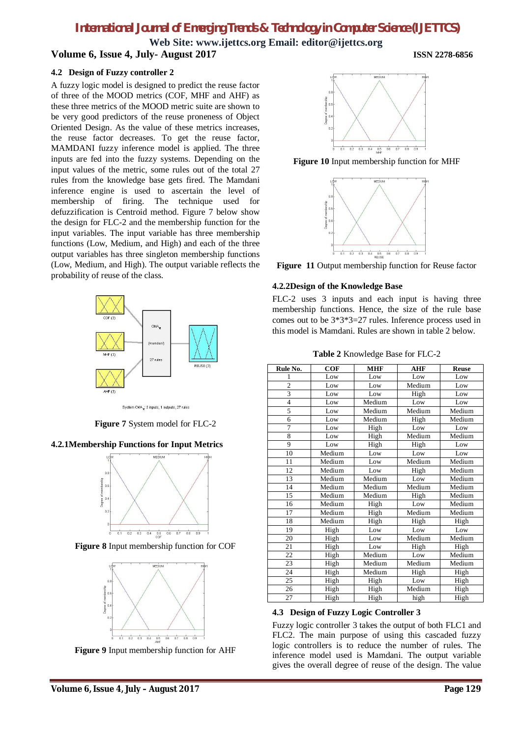### 4.2 Design of Fuzzy controller 2

A fuzzy logic model is designed to predict the reuse factor of three of the MOOD metrics (COF, MHF and AHF) as these three metrics of the MOOD metric suite are shown to be very good predictors of the reuse proneness of Object Oriented Design. As the value of these metrics increases, the reuse factor decreases. To get the reuse factor, MAMDANI fuzzy inference model is applied. The three inputs are fed into the fuzzy systems. Depending on the input values of the metric, some rules out of the total 27 rules from the knowledge base gets fired. The Mamdani inference engine is used to ascertain the level of membership of firing. The technique used for defuzzification is Centroid method. Figure 7 below show the design for FLC-2 and the membership function for the input variables. The input variable has three membership functions (Low, Medium, and High) and each of the three output variables has three singleton membership functions (Low, Medium, and High). The output variable reflects the probability of reuse of the class.

**Figure 7** System model for FLC-2

#### 4.2.1Membership Functions for Input Metrics

**Figure 8** Input membership function for COF

**Figure 9** Input membership function for AHF

**Figure 10** Input membership function for MHF

**Figure 11** Output membership function for Reuse factor

#### 4.2.2Design of the Knowledge Base

FLC-2 uses 3 inputs and each input is having three membership functions. Hence, the size of the rule base comes out to be 3*3*3=27 rules. Inference process used in this model is Mamdani. Rules are shown in table 2 below.

**Table 2** Knowledge Base for FLC-2

| Rule No. | COF | MHF | AHF | Reuse |
|---|---|---|---|---|
| 1 | Low | Low | Low | Low |
| 2 | Low | Low | Medium | Low |
| 3 | Low | Low | High | Low |
| 4 | Low | Medium | Low | Low |
| 5 | Low | Medium | Medium | Medium |
| 6 | Low | Medium | High | Medium |
| 7 | Low | High | Low | Low |
| 8 | Low | High | Medium | Medium |
| 9 | Low | High | High | Low |
| 10 | Medium | Low | Low | Low |
| 11 | Medium | Low | Medium | Medium |
| 12 | Medium | Low | High | Medium |
| 13 | Medium | Medium | Low | Medium |
| 14 | Medium | Medium | Medium | Medium |
| 15 | Medium | Medium | High | Medium |
| 16 | Medium | High | Low | Medium |
| 17 | Medium | High | Medium | Medium |
| 18 | Medium | High | High | High |
| 19 | High | Low | Low | Low |
| 20 | High | Low | Medium | Medium |
| 21 | High | Low | High | High |
| 22 | High | Medium | Low | Medium |
| 23 | High | Medium | Medium | Medium |
| 24 | High | Medium | High | High |
| 25 | High | High | Low | High |
| 26 | High | High | Medium | High |
| 27 | High | High | high | High |

### 4.3 Design of Fuzzy Logic Controller 3

Fuzzy logic controller 3 takes the output of both FLC1 and FLC2. The main purpose of using this cascaded fuzzy logic controllers is to reduce the number of rules. The inference model used is Mamdani. The output variable gives the overall degree of reuse of the design. The value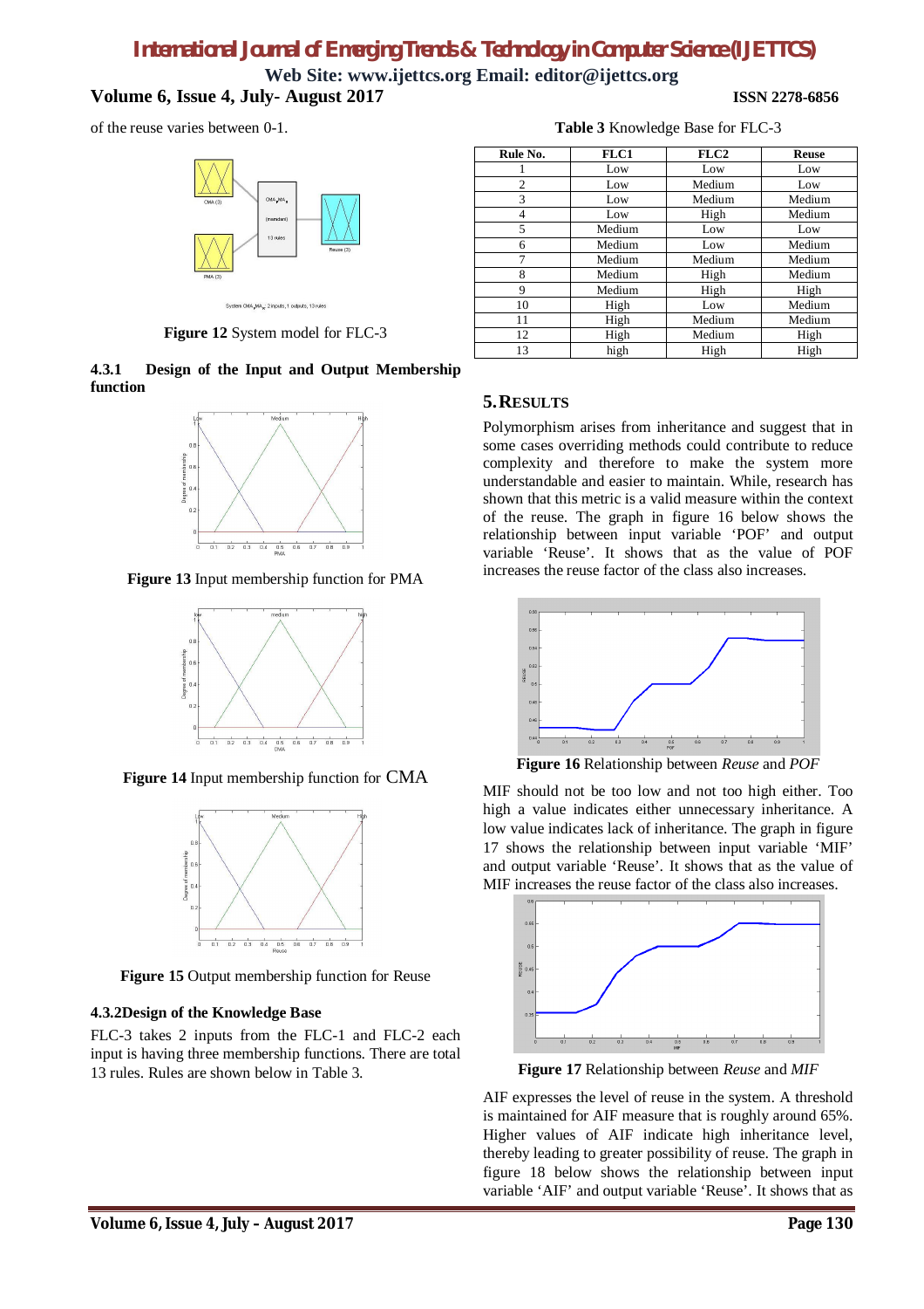of the reuse varies between 0-1.

Figure 12 System model for FLC-3

### 4.3.1 Design of the Input and Output Membership function

Figure 13 Input membership function for PMA

Figure 14 Input membership function for CMA

Figure 15 Output membership function for Reuse

### 4.3.2 Design of the Knowledge Base

FLC-3 takes 2 inputs from the FLC-1 and FLC-2 each input is having three membership functions. There are total 13 rules. Rules are shown below in Table 3.

**Table 3** Knowledge Base for FLC-3

| Rule No. | FLC1 | FLC2 | Reuse |
|---|---|---|---|
| 1 | Low | Low | Low |
| 2 | Low | Medium | Low |
| 3 | Low | Medium | Medium |
| 4 | Low | High | Medium |
| 5 | Medium | Low | Low |
| 6 | Medium | Low | Medium |
| 7 | Medium | Medium | Medium |
| 8 | Medium | High | Medium |
| 9 | Medium | High | High |
| 10 | High | Low | Medium |
| 11 | High | Medium | Medium |
| 12 | High | Medium | High |
| 13 | high | High | High |

## 5. RESULTS

Polymorphism arises from inheritance and suggest that in some cases overriding methods could contribute to reduce complexity and therefore to make the system more understandable and easier to maintain. While, research has shown that this metric is a valid measure within the context of the reuse. The graph in figure 16 below shows the relationship between input variable 'POF' and output variable 'Reuse'. It shows that as the value of POF increases the reuse factor of the class also increases.

**Figure 16** Relationship between *Reuse* and *POF*

MIF should not be too low and not too high either. Too high a value indicates either unnecessary inheritance. A low value indicates lack of inheritance. The graph in figure 17 shows the relationship between input variable 'MIF' and output variable 'Reuse'. It shows that as the value of MIF increases the reuse factor of the class also increases.

**Figure 17** Relationship between *Reuse* and *MIF*

AIF expresses the level of reuse in the system. A threshold is maintained for AIF measure that is roughly around 65%. Higher values of AIF indicate high inheritance level, thereby leading to greater possibility of reuse. The graph in figure 18 below shows the relationship between input variable 'AIF' and output variable 'Reuse'. It shows that as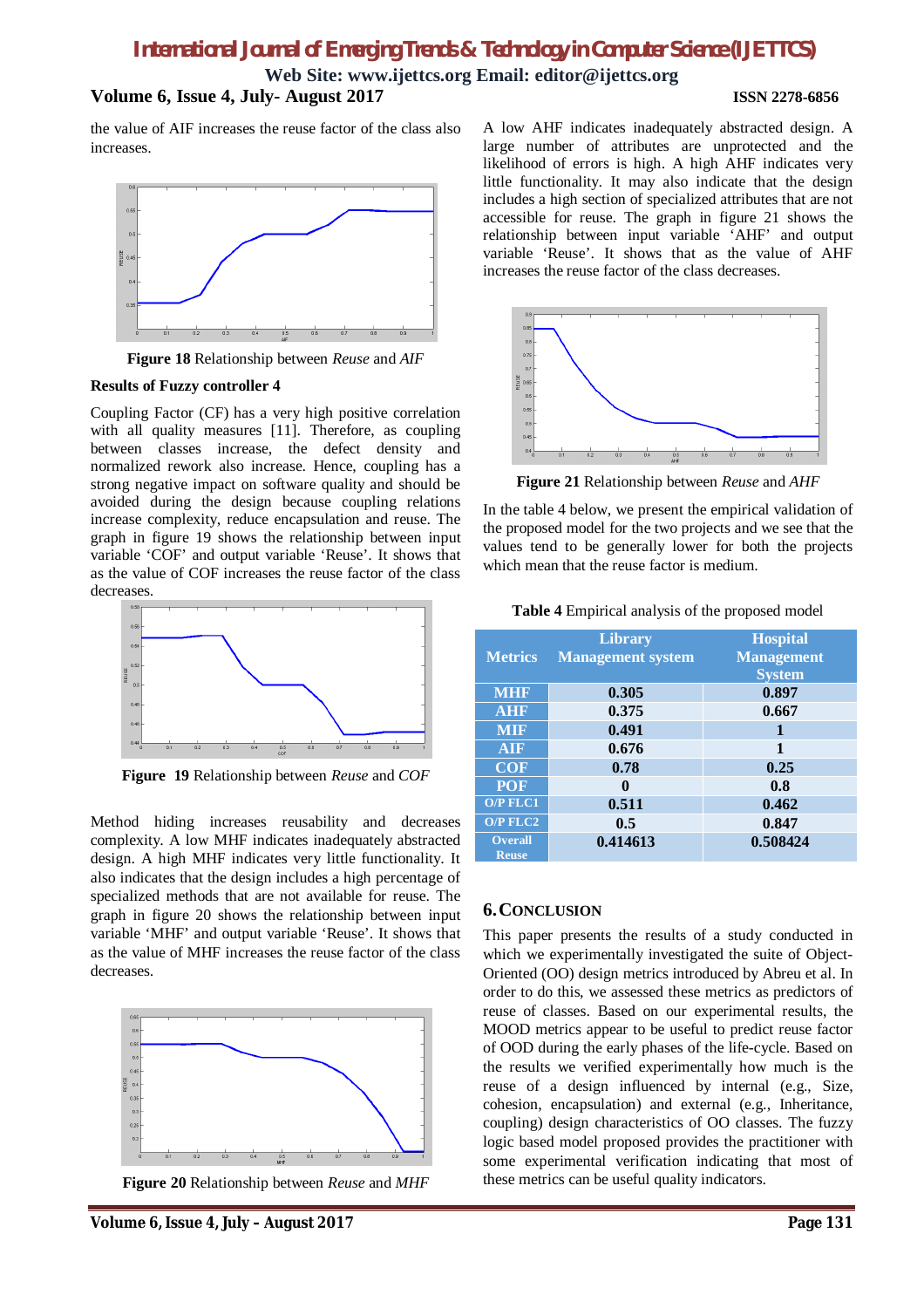the value of AIF increases the reuse factor of the class also increases.

**Figure 18** Relationship between *Reuse* and *AIF*

**Results of Fuzzy controller 4**

Coupling Factor (CF) has a very high positive correlation with all quality measures [11]. Therefore, as coupling between classes increase, the defect density and normalized rework also increase. Hence, coupling has a strong negative impact on software quality and should be avoided during the design because coupling relations increase complexity, reduce encapsulation and reuse. The graph in figure 19 shows the relationship between input variable 'COF' and output variable 'Reuse'. It shows that as the value of COF increases the reuse factor of the class decreases.

**Figure 19** Relationship between *Reuse* and *COF*

Method hiding increases reusability and decreases complexity. A low MHF indicates inadequately abstracted design. A high MHF indicates very little functionality. It also indicates that the design includes a high percentage of specialized methods that are not available for reuse. The graph in figure 20 shows the relationship between input variable 'MHF' and output variable 'Reuse'. It shows that as the value of MHF increases the reuse factor of the class decreases.

**Figure 20** Relationship between *Reuse* and *MHF*

A low AHF indicates inadequately abstracted design. A large number of attributes are unprotected and the likelihood of errors is high. A high AHF indicates very little functionality. It may also indicate that the design includes a high section of specialized attributes that are not accessible for reuse. The graph in figure 21 shows the relationship between input variable 'AHF' and output variable 'Reuse'. It shows that as the value of AHF increases the reuse factor of the class decreases.

**Figure 21** Relationship between *Reuse* and *AHF*

In the table 4 below, we present the empirical validation of the proposed model for the two projects and we see that the values tend to be generally lower for both the projects which mean that the reuse factor is medium.

**Table 4** Empirical analysis of the proposed model

| Metrics | Library Management system | Hospital Management System |
|---|---|---|
| MHF | 0.305 | 0.897 |
| AHF | 0.375 | 0.667 |
| MIF | 0.491 | 1 |
| AIF | 0.676 | 1 |
| COF | 0.78 | 0.25 |
| POF | 0 | 0.8 |
| O/P FLC1 | 0.511 | 0.462 |
| O/P FLC2 | 0.5 | 0.847 |
| Overall Reuse | 0.414613 | 0.508424 |

## 6. CONCLUSION

This paper presents the results of a study conducted in which we experimentally investigated the suite of Object-Oriented (OO) design metrics introduced by Abreu et al. In order to do this, we assessed these metrics as predictors of reuse of classes. Based on our experimental results, the MOOD metrics appear to be useful to predict reuse factor of OOD during the early phases of the life-cycle. Based on the results we verified experimentally how much is the reuse of a design influenced by internal (e.g., Size, cohesion, encapsulation) and external (e.g., Inheritance, coupling) design characteristics of OO classes. The fuzzy logic based model proposed provides the practitioner with some experimental verification indicating that most of these metrics can be useful quality indicators.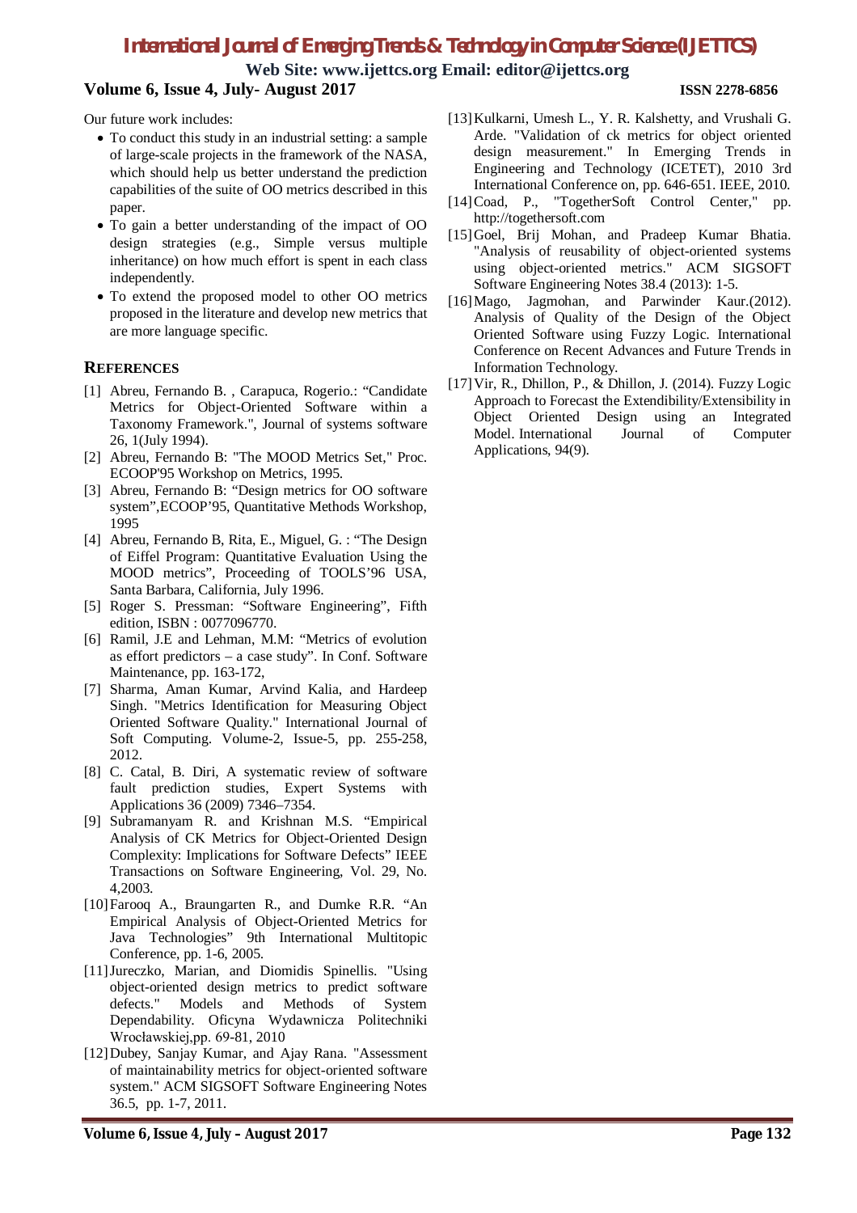Our future work includes:

- To conduct this study in an industrial setting: a sample of large-scale projects in the framework of the NASA, which should help us better understand the prediction capabilities of the suite of OO metrics described in this paper.
- To gain a better understanding of the impact of OO design strategies (e.g., Simple versus multiple inheritance) on how much effort is spent in each class independently.
- To extend the proposed model to other OO metrics proposed in the literature and develop new metrics that are more language specific.

## REFERENCES

[1] Abreu, Fernando B. , Carapuca, Rogerio.: "Candidate Metrics for Object-Oriented Software within a Taxonomy Framework.", Journal of systems software 26, 1(July 1994).

[2] Abreu, Fernando B: "The MOOD Metrics Set," Proc. ECOOP'95 Workshop on Metrics, 1995.

[3] Abreu, Fernando B: "Design metrics for OO software system",ECOOP'95, Quantitative Methods Workshop, 1995

[4] Abreu, Fernando B, Rita, E., Miguel, G. : "The Design of Eiffel Program: Quantitative Evaluation Using the MOOD metrics", Proceeding of TOOLS'96 USA, Santa Barbara, California, July 1996.

[5] Roger S. Pressman: "Software Engineering", Fifth edition, ISBN : 0077096770.

[6] Ramil, J.E and Lehman, M.M: "Metrics of evolution as effort predictors – a case study". In Conf. Software Maintenance, pp. 163-172,

[7] Sharma, Aman Kumar, Arvind Kalia, and Hardeep Singh. "Metrics Identification for Measuring Object Oriented Software Quality." International Journal of Soft Computing. Volume-2, Issue-5, pp. 255-258, 2012.

[8] C. Catal, B. Diri, A systematic review of software fault prediction studies, Expert Systems with Applications 36 (2009) 7346–7354.

[9] Subramanyam R. and Krishnan M.S. "Empirical Analysis of CK Metrics for Object-Oriented Design Complexity: Implications for Software Defects" IEEE Transactions on Software Engineering, Vol. 29, No. 4,2003.

[10] Farooq A., Braungarten R., and Dumke R.R. "An Empirical Analysis of Object-Oriented Metrics for Java Technologies" 9th International Multitopic Conference, pp. 1-6, 2005.

[11] Jureczko, Marian, and Diomidis Spinellis. "Using object-oriented design metrics to predict software defects." Models and Methods of System Dependability. Oficyna Wydawnicza Politechniki Wrocławskiej,pp. 69-81, 2010

[12] Dubey, Sanjay Kumar, and Ajay Rana. "Assessment of maintainability metrics for object-oriented software system." ACM SIGSOFT Software Engineering Notes 36.5, pp. 1-7, 2011.

[13] Kulkarni, Umesh L., Y. R. Kalshetty, and Vrushali G. Arde. "Validation of ck metrics for object oriented design measurement." In Emerging Trends in Engineering and Technology (ICETET), 2010 3rd International Conference on, pp. 646-651. IEEE, 2010.

[14] Coad, P., "TogetherSoft Control Center," pp. http://togethersoft.com

[15] Goel, Brij Mohan, and Pradeep Kumar Bhatia. "Analysis of reusability of object-oriented systems using object-oriented metrics." ACM SIGSOFT Software Engineering Notes 38.4 (2013): 1-5.

[16] Mago, Jagmohan, and Parwinder Kaur.(2012). Analysis of Quality of the Design of the Object Oriented Software using Fuzzy Logic. International Conference on Recent Advances and Future Trends in Information Technology.

[17] Vir, R., Dhillon, P., & Dhillon, J. (2014). Fuzzy Logic Approach to Forecast the Extendibility/Extensibility in Object Oriented Design using an Integrated Model. International Journal of Computer Applications, 94(9).